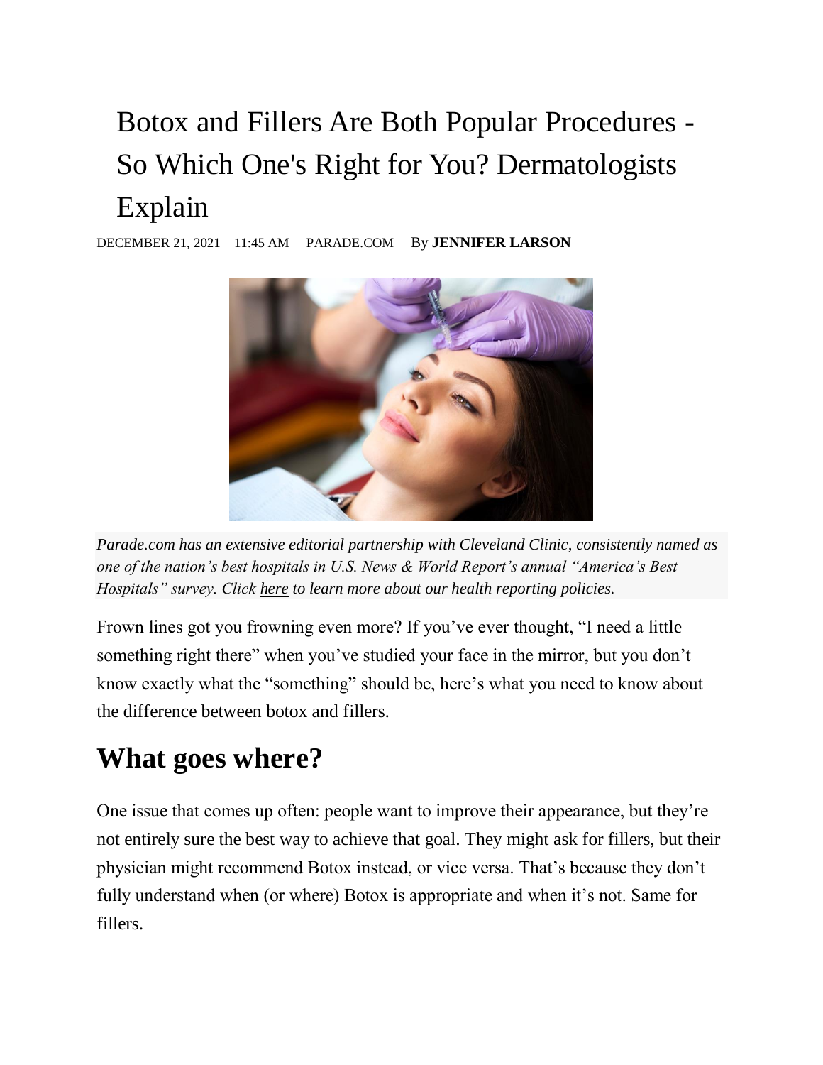# Botox and Fillers Are Both Popular Procedures - So Which One's Right for You? Dermatologists Explain

DECEMBER 21, 2021 – 11:45 AM – PARADE.COM By **JENNIFER LARSON**

*Parade.com has an extensive editorial partnership with Cleveland Clinic, consistently named as one of the nation's best hospitals in U.S. News & World Report's annual "America's Best Hospitals" survey. Click here to learn more about our health reporting policies.*

Frown lines got you frowning even more? If you've ever thought, "I need a little something right there" when you've studied your face in the mirror, but you don't know exactly what the "something" should be, here's what you need to know about the difference between botox and fillers.

## What goes where?

One issue that comes up often: people want to improve their appearance, but they're not entirely sure the best way to achieve that goal. They might ask for fillers, but their physician might recommend Botox instead, or vice versa. That's because they don't fully understand when (or where) Botox is appropriate and when it's not. Same for fillers.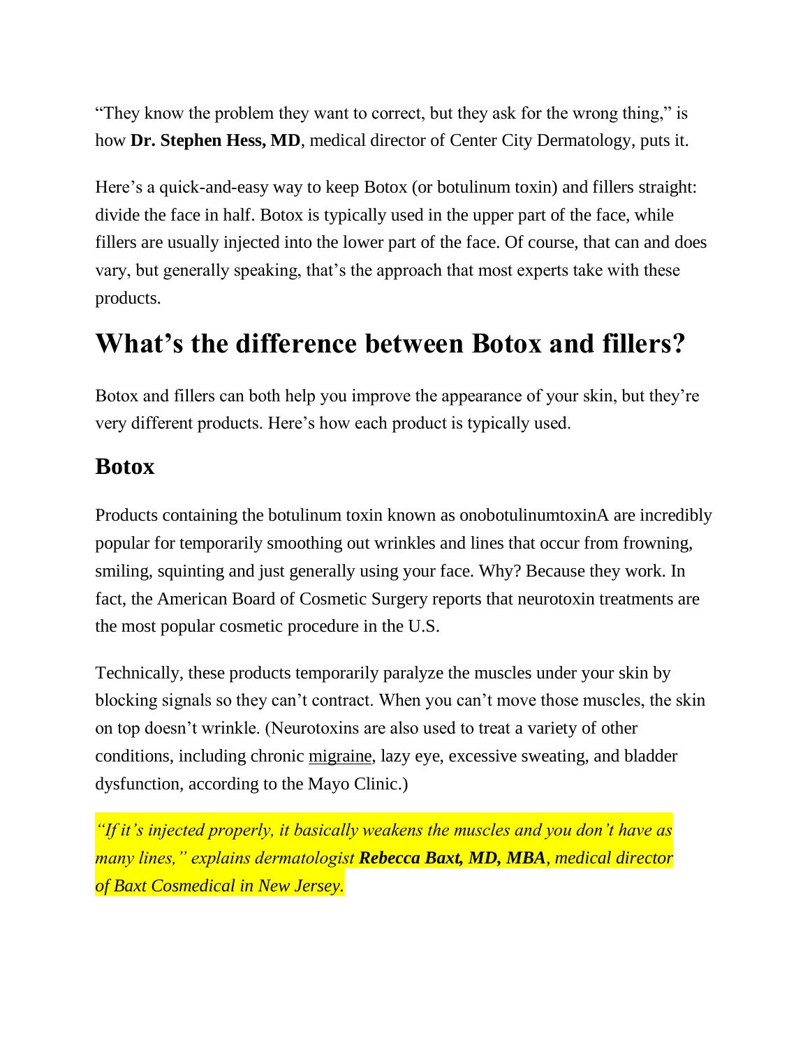"They know the problem they want to correct, but they ask for the wrong thing," is how **Dr. Stephen Hess, MD**, medical director of Center City Dermatology, puts it.

Here's a quick-and-easy way to keep Botox (or botulinum toxin) and fillers straight: divide the face in half. Botox is typically used in the upper part of the face, while fillers are usually injected into the lower part of the face. Of course, that can and does vary, but generally speaking, that's the approach that most experts take with these products.

# What's the difference between Botox and fillers?

Botox and fillers can both help you improve the appearance of your skin, but they're very different products. Here's how each product is typically used.

## Botox

Products containing the botulinum toxin known as onobotulinumtoxinA are incredibly popular for temporarily smoothing out wrinkles and lines that occur from frowning, smiling, squinting and just generally using your face. Why? Because they work. In fact, the American Board of Cosmetic Surgery reports that neurotoxin treatments are the most popular cosmetic procedure in the U.S.

Technically, these products temporarily paralyze the muscles under your skin by blocking signals so they can't contract. When you can't move those muscles, the skin on top doesn't wrinkle. (Neurotoxins are also used to treat a variety of other conditions, including chronic migraine, lazy eye, excessive sweating, and bladder dysfunction, according to the Mayo Clinic.)

*"If it's injected properly, it basically weakens the muscles and you don't have as many lines," explains dermatologist **Rebecca Baxt, MD, MBA**, medical director of Baxt Cosmedical in New Jersey.*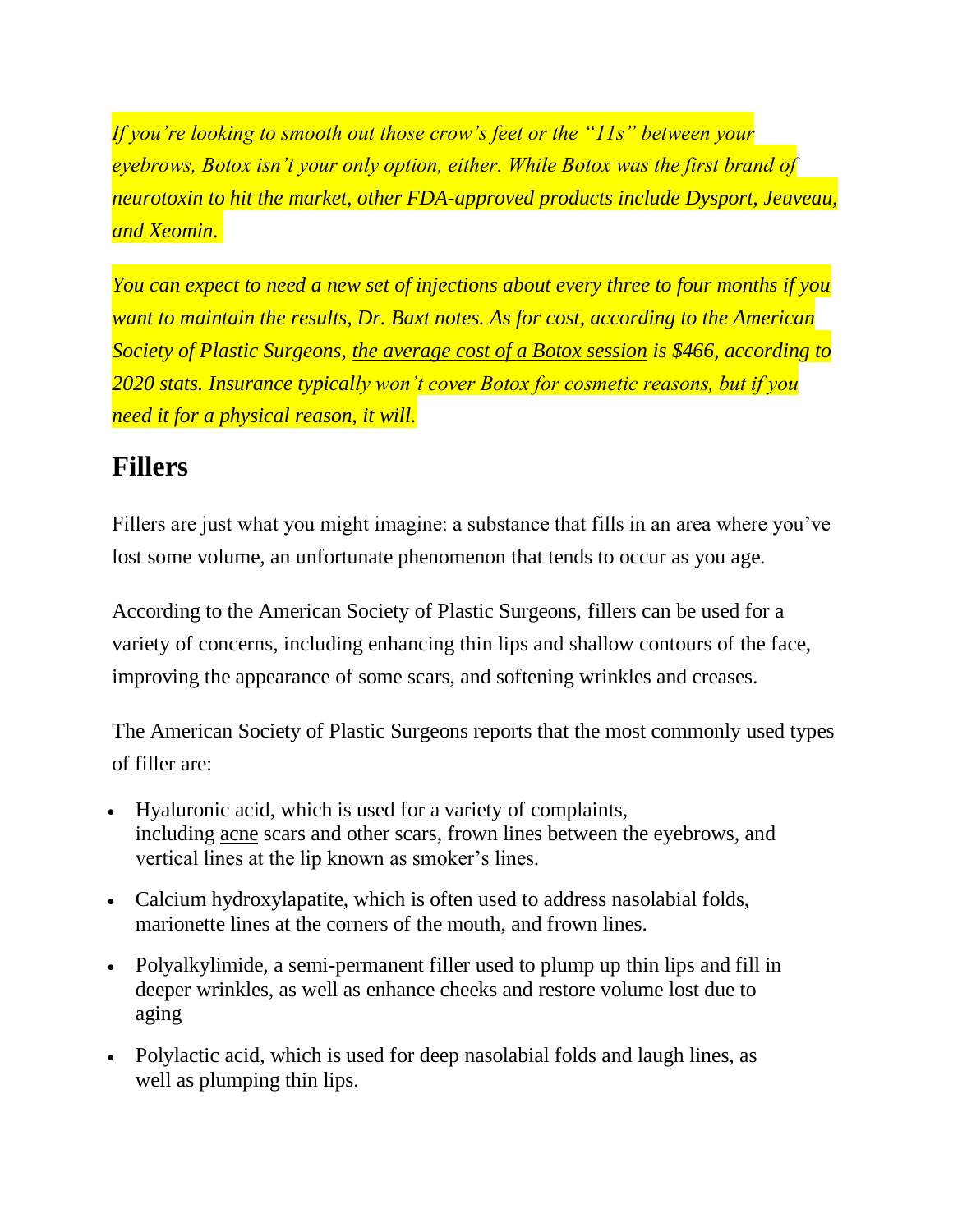*If you're looking to smooth out those crow's feet or the "11s" between your eyebrows, Botox isn't your only option, either. While Botox was the first brand of neurotoxin to hit the market, other FDA-approved products include Dysport, Jeuveau, and Xeomin.*

*You can expect to need a new set of injections about every three to four months if you want to maintain the results, Dr. Baxt notes. As for cost, according to the American Society of Plastic Surgeons, the average cost of a Botox session is $466, according to 2020 stats. Insurance typically won't cover Botox for cosmetic reasons, but if you need it for a physical reason, it will.*

## Fillers

Fillers are just what you might imagine: a substance that fills in an area where you've lost some volume, an unfortunate phenomenon that tends to occur as you age.

According to the American Society of Plastic Surgeons, fillers can be used for a variety of concerns, including enhancing thin lips and shallow contours of the face, improving the appearance of some scars, and softening wrinkles and creases.

The American Society of Plastic Surgeons reports that the most commonly used types of filler are:

- Hyaluronic acid, which is used for a variety of complaints, including acne scars and other scars, frown lines between the eyebrows, and vertical lines at the lip known as smoker's lines.
- Calcium hydroxylapatite, which is often used to address nasolabial folds, marionette lines at the corners of the mouth, and frown lines.
- Polyalkylimide, a semi-permanent filler used to plump up thin lips and fill in deeper wrinkles, as well as enhance cheeks and restore volume lost due to aging
- Polylactic acid, which is used for deep nasolabial folds and laugh lines, as well as plumping thin lips.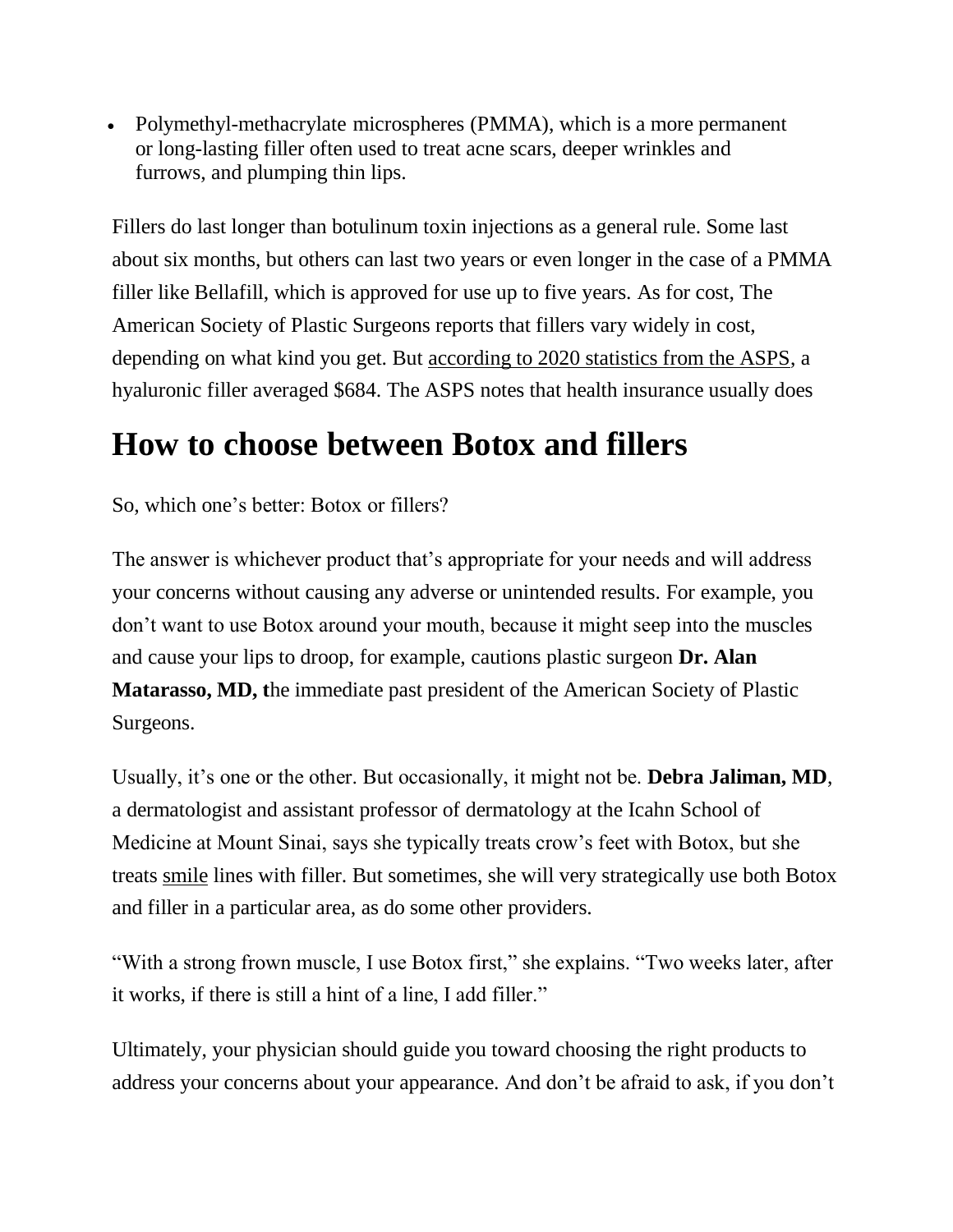- Polymethyl-methacrylate microspheres (PMMA), which is a more permanent or long-lasting filler often used to treat acne scars, deeper wrinkles and furrows, and plumping thin lips.

Fillers do last longer than botulinum toxin injections as a general rule. Some last about six months, but others can last two years or even longer in the case of a PMMA filler like Bellafill, which is approved for use up to five years. As for cost, The American Society of Plastic Surgeons reports that fillers vary widely in cost, depending on what kind you get. But according to 2020 statistics from the ASPS, a hyaluronic filler averaged $684. The ASPS notes that health insurance usually does

# How to choose between Botox and fillers

So, which one's better: Botox or fillers?

The answer is whichever product that's appropriate for your needs and will address your concerns without causing any adverse or unintended results. For example, you don't want to use Botox around your mouth, because it might seep into the muscles and cause your lips to droop, for example, cautions plastic surgeon **Dr. Alan Matarasso, MD, t**he immediate past president of the American Society of Plastic Surgeons.

Usually, it's one or the other. But occasionally, it might not be. **Debra Jaliman, MD**, a dermatologist and assistant professor of dermatology at the Icahn School of Medicine at Mount Sinai, says she typically treats crow's feet with Botox, but she treats smile lines with filler. But sometimes, she will very strategically use both Botox and filler in a particular area, as do some other providers.

"With a strong frown muscle, I use Botox first," she explains. "Two weeks later, after it works, if there is still a hint of a line, I add filler."

Ultimately, your physician should guide you toward choosing the right products to address your concerns about your appearance. And don't be afraid to ask, if you don't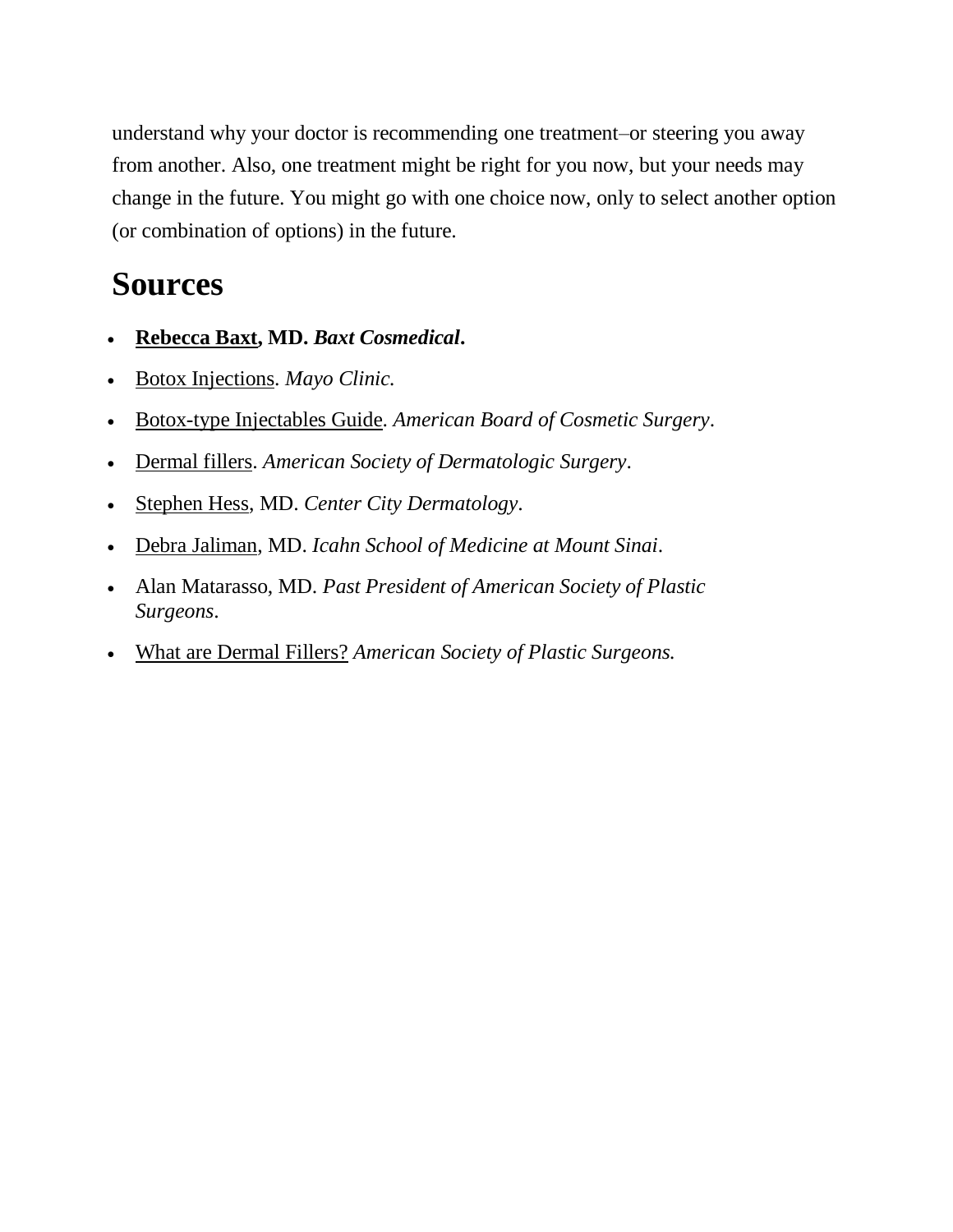understand why your doctor is recommending one treatment–or steering you away from another. Also, one treatment might be right for you now, but your needs may change in the future. You might go with one choice now, only to select another option (or combination of options) in the future.

## Sources

- **Rebecca Baxt, MD. *Baxt Cosmedical*.**
- Botox Injections. *Mayo Clinic.*
- Botox-type Injectables Guide. *American Board of Cosmetic Surgery*.
- Dermal fillers. *American Society of Dermatologic Surgery*.
- Stephen Hess, MD. *Center City Dermatology*.
- Debra Jaliman, MD. *Icahn School of Medicine at Mount Sinai*.
- Alan Matarasso, MD. *Past President of American Society of Plastic Surgeons*.
- What are Dermal Fillers? *American Society of Plastic Surgeons.*